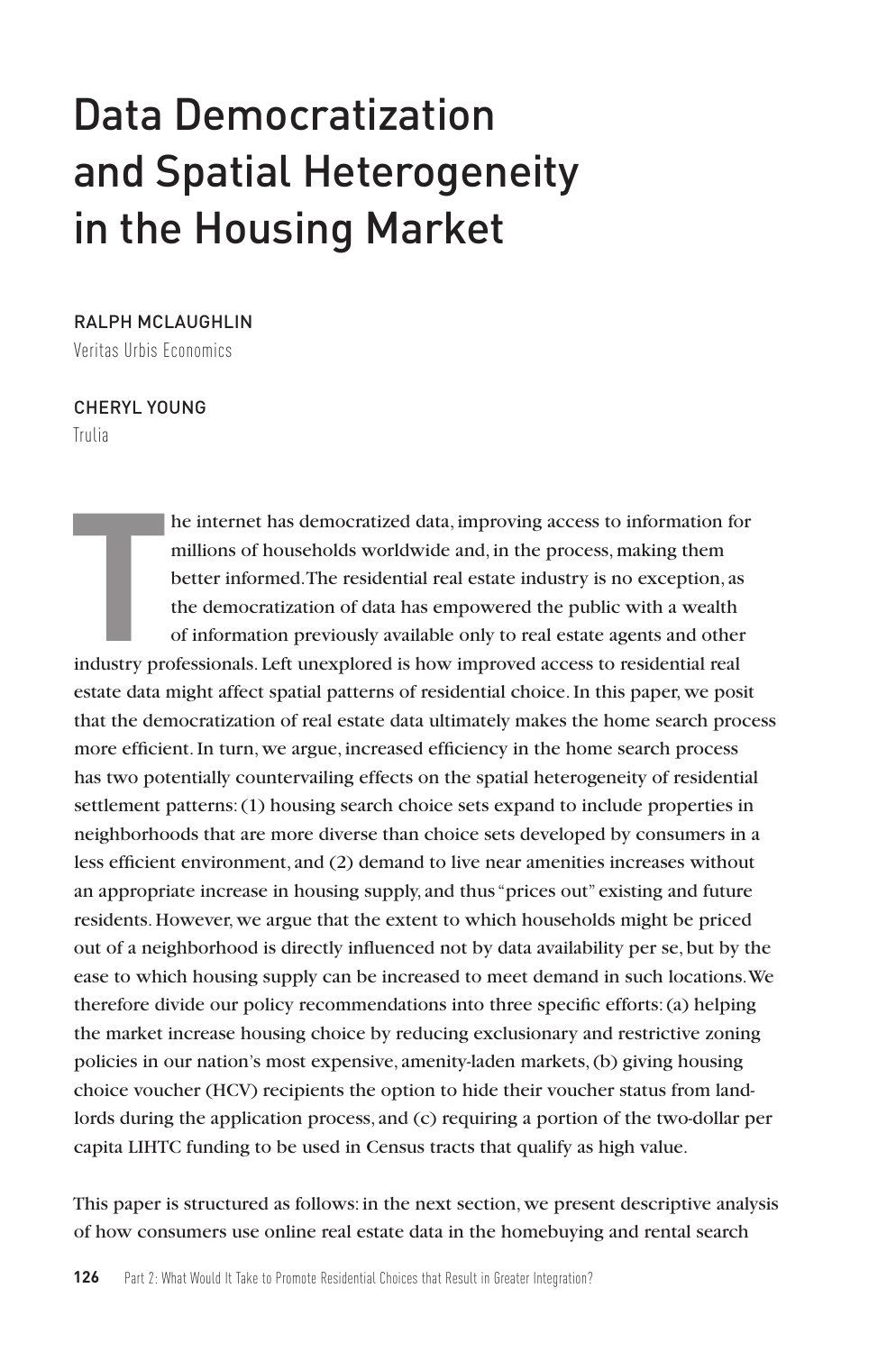# Data Democratization and Spatial Heterogeneity in the Housing Market

RALPH MCLAUGHLIN
Veritas Urbis Economics

CHERYL YOUNG
Trulia

The internet has democratized data, improving access to information for millions of households worldwide and, in the process, making them better informed. The residential real estate industry is no exception, as the democratization of data has empowered the public with a wealth of information previously available only to real estate agents and other industry professionals. Left unexplored is how improved access to residential real estate data might affect spatial patterns of residential choice. In this paper, we posit that the democratization of real estate data ultimately makes the home search process more efficient. In turn, we argue, increased efficiency in the home search process has two potentially countervailing effects on the spatial heterogeneity of residential settlement patterns: (1) housing search choice sets expand to include properties in neighborhoods that are more diverse than choice sets developed by consumers in a less efficient environment, and (2) demand to live near amenities increases without an appropriate increase in housing supply, and thus "prices out" existing and future residents. However, we argue that the extent to which households might be priced out of a neighborhood is directly influenced not by data availability per se, but by the ease to which housing supply can be increased to meet demand in such locations. We therefore divide our policy recommendations into three specific efforts: (a) helping the market increase housing choice by reducing exclusionary and restrictive zoning policies in our nation's most expensive, amenity-laden markets, (b) giving housing choice voucher (HCV) recipients the option to hide their voucher status from landlords during the application process, and (c) requiring a portion of the two-dollar per capita LIHTC funding to be used in Census tracts that qualify as high value.

This paper is structured as follows: in the next section, we present descriptive analysis of how consumers use online real estate data in the homebuying and rental search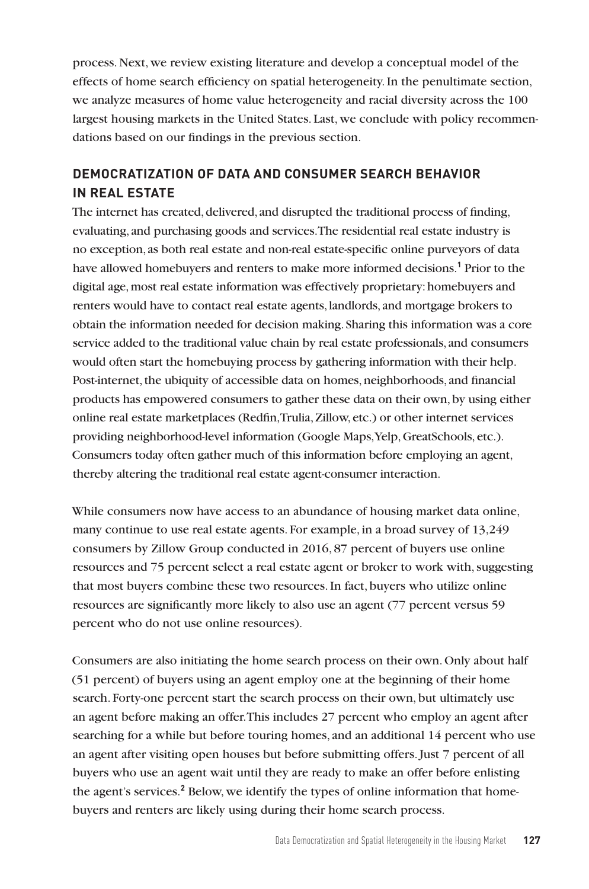process. Next, we review existing literature and develop a conceptual model of the effects of home search efficiency on spatial heterogeneity. In the penultimate section, we analyze measures of home value heterogeneity and racial diversity across the 100 largest housing markets in the United States. Last, we conclude with policy recommendations based on our findings in the previous section.

## DEMOCRATIZATION OF DATA AND CONSUMER SEARCH BEHAVIOR IN REAL ESTATE

The internet has created, delivered, and disrupted the traditional process of finding, evaluating, and purchasing goods and services. The residential real estate industry is no exception, as both real estate and non-real estate-specific online purveyors of data have allowed homebuyers and renters to make more informed decisions.[1] Prior to the digital age, most real estate information was effectively proprietary: homebuyers and renters would have to contact real estate agents, landlords, and mortgage brokers to obtain the information needed for decision making. Sharing this information was a core service added to the traditional value chain by real estate professionals, and consumers would often start the homebuying process by gathering information with their help. Post-internet, the ubiquity of accessible data on homes, neighborhoods, and financial products has empowered consumers to gather these data on their own, by using either online real estate marketplaces (Redfin, Trulia, Zillow, etc.) or other internet services providing neighborhood-level information (Google Maps, Yelp, GreatSchools, etc.). Consumers today often gather much of this information before employing an agent, thereby altering the traditional real estate agent-consumer interaction.

While consumers now have access to an abundance of housing market data online, many continue to use real estate agents. For example, in a broad survey of 13,249 consumers by Zillow Group conducted in 2016, 87 percent of buyers use online resources and 75 percent select a real estate agent or broker to work with, suggesting that most buyers combine these two resources. In fact, buyers who utilize online resources are significantly more likely to also use an agent (77 percent versus 59 percent who do not use online resources).

Consumers are also initiating the home search process on their own. Only about half (51 percent) of buyers using an agent employ one at the beginning of their home search. Forty-one percent start the search process on their own, but ultimately use an agent before making an offer. This includes 27 percent who employ an agent after searching for a while but before touring homes, and an additional 14 percent who use an agent after visiting open houses but before submitting offers. Just 7 percent of all buyers who use an agent wait until they are ready to make an offer before enlisting the agent's services.[2] Below, we identify the types of online information that homebuyers and renters are likely using during their home search process.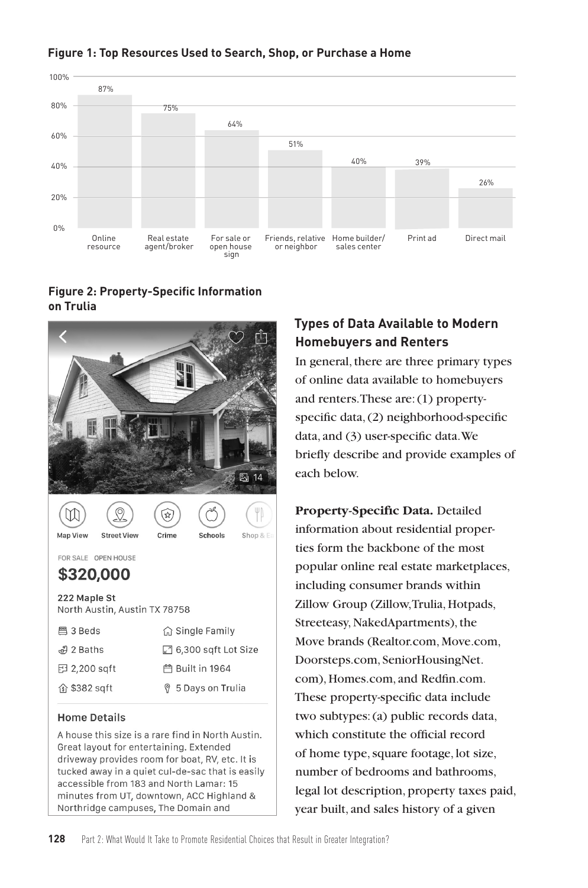**Figure 1: Top Resources Used to Search, Shop, or Purchase a Home**

| Resource | Percent |
|---|---|
| Online resource | 87% |
| Real estate agent/broker | 75% |
| For sale or open house sign | 64% |
| Friends, relative or neighbor | 51% |
| Home builder/ sales center | 40% |
| Print ad | 39% |
| Direct mail | 26% |

**Figure 2: Property-Specific Information on Trulia**

Map View | Street View | Crime | Schools | Shop & Ea

FOR SALE OPEN HOUSE

$320,000

222 Maple St
North Austin, Austin TX 78758

| | |
|---|---|
| 3 Beds | Single Family |
| 2 Baths | 6,300 sqft Lot Size |
| 2,200 sqft | Built in 1964 |
| $382 sqft | 5 Days on Trulia |

Home Details

A house this size is a rare find in North Austin. Great layout for entertaining. Extended driveway provides room for boat, RV, etc. It is tucked away in a quiet cul-de-sac that is easily accessible from 183 and North Lamar: 15 minutes from UT, downtown, ACC Highland & Northridge campuses, The Domain and

## Types of Data Available to Modern Homebuyers and Renters

In general, there are three primary types of online data available to homebuyers and renters. These are: (1) property-specific data, (2) neighborhood-specific data, and (3) user-specific data. We briefly describe and provide examples of each below.

**Property-Specific Data.** Detailed information about residential properties form the backbone of the most popular online real estate marketplaces, including consumer brands within Zillow Group (Zillow, Trulia, Hotpads, Streeteasy, NakedApartments), the Move brands (Realtor.com, Move.com, Doorsteps.com, SeniorHousingNet.com), Homes.com, and Redfin.com. These property-specific data include two subtypes: (a) public records data, which constitute the official record of home type, square footage, lot size, number of bedrooms and bathrooms, legal lot description, property taxes paid, year built, and sales history of a given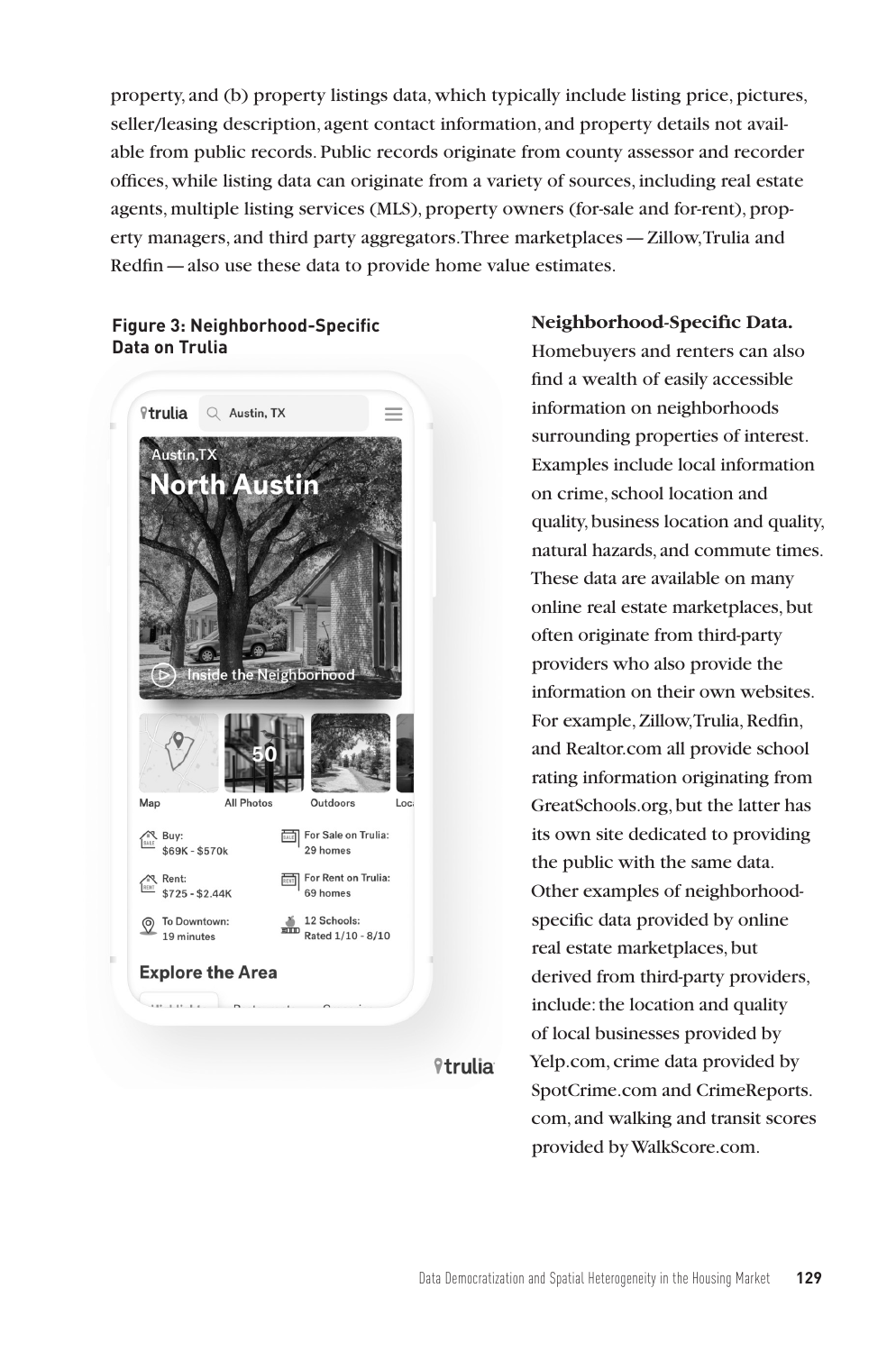property, and (b) property listings data, which typically include listing price, pictures, seller/leasing description, agent contact information, and property details not available from public records. Public records originate from county assessor and recorder offices, while listing data can originate from a variety of sources, including real estate agents, multiple listing services (MLS), property owners (for-sale and for-rent), property managers, and third party aggregators. Three marketplaces — Zillow, Trulia and Redfin — also use these data to provide home value estimates.

**Figure 3: Neighborhood-Specific Data on Trulia**

**Neighborhood-Specific Data.** Homebuyers and renters can also find a wealth of easily accessible information on neighborhoods surrounding properties of interest. Examples include local information on crime, school location and quality, business location and quality, natural hazards, and commute times. These data are available on many online real estate marketplaces, but often originate from third-party providers who also provide the information on their own websites. For example, Zillow, Trulia, Redfin, and Realtor.com all provide school rating information originating from GreatSchools.org, but the latter has its own site dedicated to providing the public with the same data. Other examples of neighborhood-specific data provided by online real estate marketplaces, but derived from third-party providers, include: the location and quality of local businesses provided by Yelp.com, crime data provided by SpotCrime.com and CrimeReports.com, and walking and transit scores provided by WalkScore.com.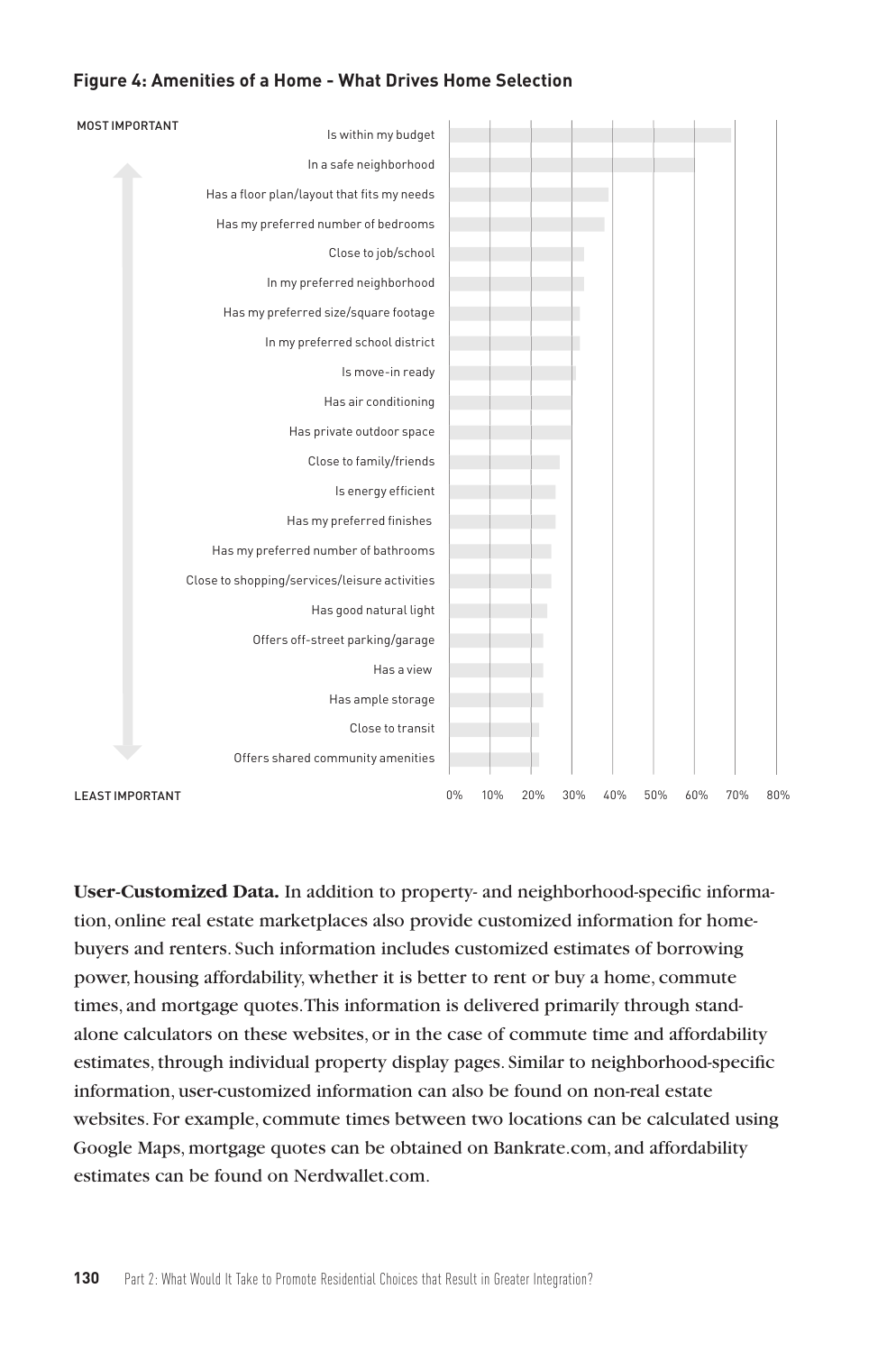**Figure 4: Amenities of a Home - What Drives Home Selection**

MOST IMPORTANT

- Is within my budget
- In a safe neighborhood
- Has a floor plan/layout that fits my needs
- Has my preferred number of bedrooms
- Close to job/school
- In my preferred neighborhood
- Has my preferred size/square footage
- In my preferred school district
- Is move-in ready
- Has air conditioning
- Has private outdoor space
- Close to family/friends
- Is energy efficient
- Has my preferred finishes
- Has my preferred number of bathrooms
- Close to shopping/services/leisure activities
- Has good natural light
- Offers off-street parking/garage
- Has a view
- Has ample storage
- Close to transit
- Offers shared community amenities

LEAST IMPORTANT

0% 10% 20% 30% 40% 50% 60% 70% 80%

**User-Customized Data.** In addition to property- and neighborhood-specific information, online real estate marketplaces also provide customized information for homebuyers and renters. Such information includes customized estimates of borrowing power, housing affordability, whether it is better to rent or buy a home, commute times, and mortgage quotes. This information is delivered primarily through standalone calculators on these websites, or in the case of commute time and affordability estimates, through individual property display pages. Similar to neighborhood-specific information, user-customized information can also be found on non-real estate websites. For example, commute times between two locations can be calculated using Google Maps, mortgage quotes can be obtained on Bankrate.com, and affordability estimates can be found on Nerdwallet.com.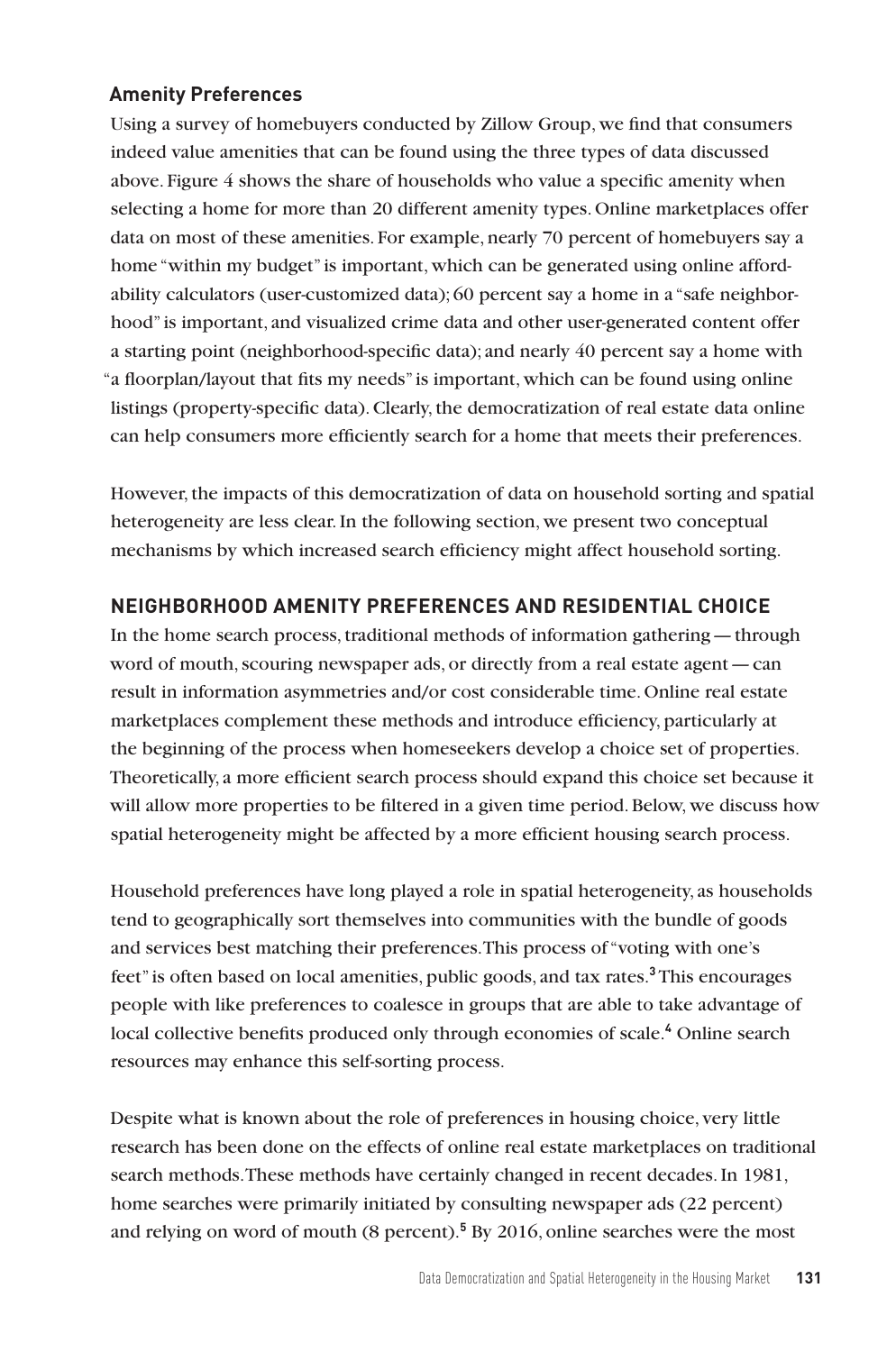### Amenity Preferences

Using a survey of homebuyers conducted by Zillow Group, we find that consumers indeed value amenities that can be found using the three types of data discussed above. Figure 4 shows the share of households who value a specific amenity when selecting a home for more than 20 different amenity types. Online marketplaces offer data on most of these amenities. For example, nearly 70 percent of homebuyers say a home "within my budget" is important, which can be generated using online affordability calculators (user-customized data); 60 percent say a home in a "safe neighborhood" is important, and visualized crime data and other user-generated content offer a starting point (neighborhood-specific data); and nearly 40 percent say a home with "a floorplan/layout that fits my needs" is important, which can be found using online listings (property-specific data). Clearly, the democratization of real estate data online can help consumers more efficiently search for a home that meets their preferences.

However, the impacts of this democratization of data on household sorting and spatial heterogeneity are less clear. In the following section, we present two conceptual mechanisms by which increased search efficiency might affect household sorting.

## NEIGHBORHOOD AMENITY PREFERENCES AND RESIDENTIAL CHOICE

In the home search process, traditional methods of information gathering — through word of mouth, scouring newspaper ads, or directly from a real estate agent — can result in information asymmetries and/or cost considerable time. Online real estate marketplaces complement these methods and introduce efficiency, particularly at the beginning of the process when homeseekers develop a choice set of properties. Theoretically, a more efficient search process should expand this choice set because it will allow more properties to be filtered in a given time period. Below, we discuss how spatial heterogeneity might be affected by a more efficient housing search process.

Household preferences have long played a role in spatial heterogeneity, as households tend to geographically sort themselves into communities with the bundle of goods and services best matching their preferences. This process of "voting with one's feet" is often based on local amenities, public goods, and tax rates.[3] This encourages people with like preferences to coalesce in groups that are able to take advantage of local collective benefits produced only through economies of scale.[4] Online search resources may enhance this self-sorting process.

Despite what is known about the role of preferences in housing choice, very little research has been done on the effects of online real estate marketplaces on traditional search methods. These methods have certainly changed in recent decades. In 1981, home searches were primarily initiated by consulting newspaper ads (22 percent) and relying on word of mouth (8 percent).[5] By 2016, online searches were the most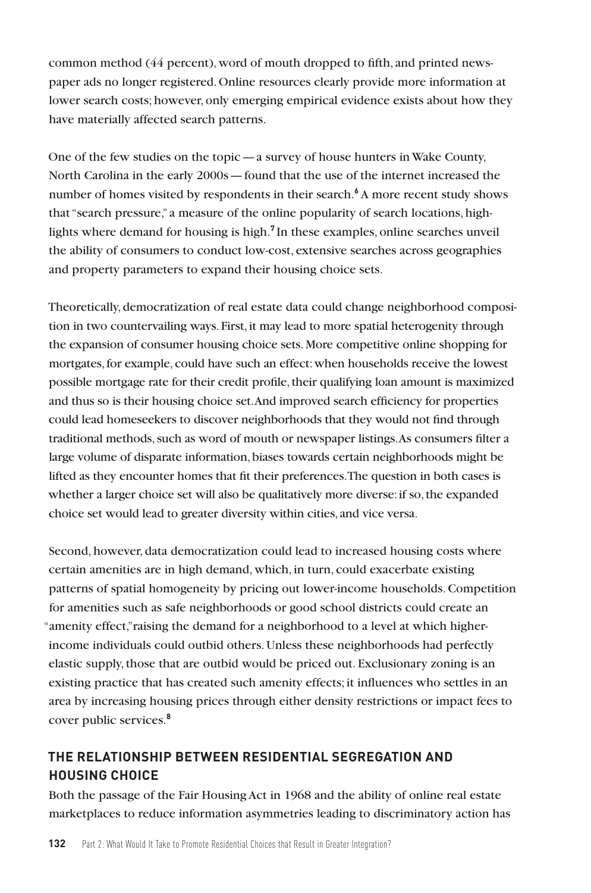common method (44 percent), word of mouth dropped to fifth, and printed newspaper ads no longer registered. Online resources clearly provide more information at lower search costs; however, only emerging empirical evidence exists about how they have materially affected search patterns.

One of the few studies on the topic — a survey of house hunters in Wake County, North Carolina in the early 2000s — found that the use of the internet increased the number of homes visited by respondents in their search.[6] A more recent study shows that "search pressure," a measure of the online popularity of search locations, highlights where demand for housing is high.[7] In these examples, online searches unveil the ability of consumers to conduct low-cost, extensive searches across geographies and property parameters to expand their housing choice sets.

Theoretically, democratization of real estate data could change neighborhood composition in two countervailing ways. First, it may lead to more spatial heterogenity through the expansion of consumer housing choice sets. More competitive online shopping for mortgates, for example, could have such an effect: when households receive the lowest possible mortgage rate for their credit profile, their qualifying loan amount is maximized and thus so is their housing choice set. And improved search efficiency for properties could lead homeseekers to discover neighborhoods that they would not find through traditional methods, such as word of mouth or newspaper listings. As consumers filter a large volume of disparate information, biases towards certain neighborhoods might be lifted as they encounter homes that fit their preferences. The question in both cases is whether a larger choice set will also be qualitatively more diverse: if so, the expanded choice set would lead to greater diversity within cities, and vice versa.

Second, however, data democratization could lead to increased housing costs where certain amenities are in high demand, which, in turn, could exacerbate existing patterns of spatial homogeneity by pricing out lower-income households. Competition for amenities such as safe neighborhoods or good school districts could create an "amenity effect," raising the demand for a neighborhood to a level at which higher-income individuals could outbid others. Unless these neighborhoods had perfectly elastic supply, those that are outbid would be priced out. Exclusionary zoning is an existing practice that has created such amenity effects; it influences who settles in an area by increasing housing prices through either density restrictions or impact fees to cover public services.[8]

## THE RELATIONSHIP BETWEEN RESIDENTIAL SEGREGATION AND HOUSING CHOICE

Both the passage of the Fair Housing Act in 1968 and the ability of online real estate marketplaces to reduce information asymmetries leading to discriminatory action has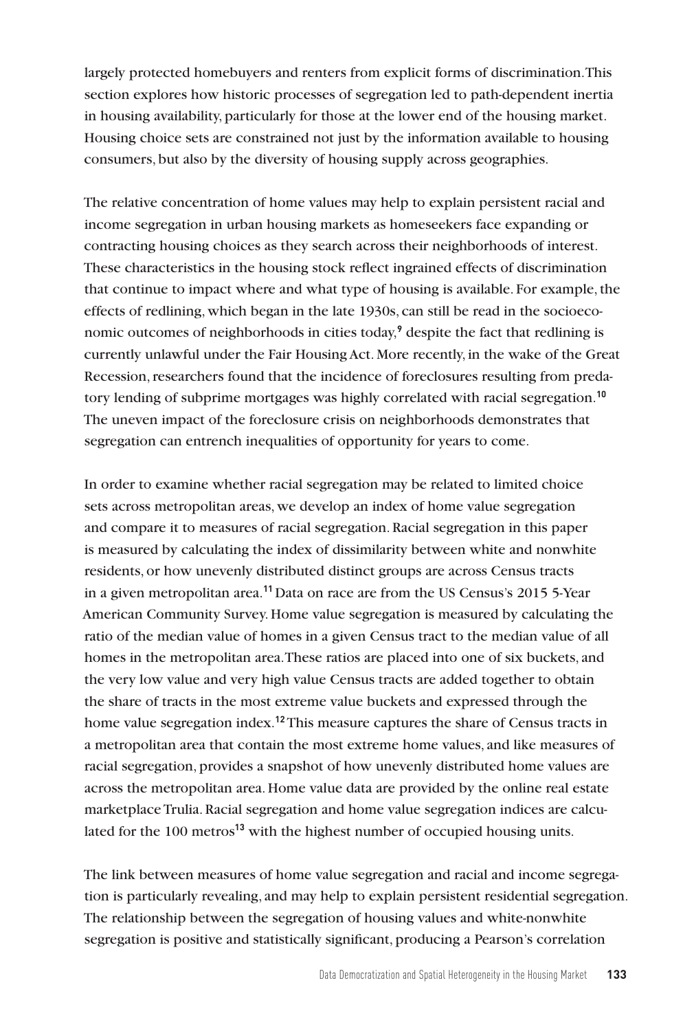largely protected homebuyers and renters from explicit forms of discrimination. This section explores how historic processes of segregation led to path-dependent inertia in housing availability, particularly for those at the lower end of the housing market. Housing choice sets are constrained not just by the information available to housing consumers, but also by the diversity of housing supply across geographies.

The relative concentration of home values may help to explain persistent racial and income segregation in urban housing markets as homeseekers face expanding or contracting housing choices as they search across their neighborhoods of interest. These characteristics in the housing stock reflect ingrained effects of discrimination that continue to impact where and what type of housing is available. For example, the effects of redlining, which began in the late 1930s, can still be read in the socioeconomic outcomes of neighborhoods in cities today,[9] despite the fact that redlining is currently unlawful under the Fair Housing Act. More recently, in the wake of the Great Recession, researchers found that the incidence of foreclosures resulting from predatory lending of subprime mortgages was highly correlated with racial segregation.[10] The uneven impact of the foreclosure crisis on neighborhoods demonstrates that segregation can entrench inequalities of opportunity for years to come.

In order to examine whether racial segregation may be related to limited choice sets across metropolitan areas, we develop an index of home value segregation and compare it to measures of racial segregation. Racial segregation in this paper is measured by calculating the index of dissimilarity between white and nonwhite residents, or how unevenly distributed distinct groups are across Census tracts in a given metropolitan area.[11] Data on race are from the US Census's 2015 5-Year American Community Survey. Home value segregation is measured by calculating the ratio of the median value of homes in a given Census tract to the median value of all homes in the metropolitan area. These ratios are placed into one of six buckets, and the very low value and very high value Census tracts are added together to obtain the share of tracts in the most extreme value buckets and expressed through the home value segregation index.[12] This measure captures the share of Census tracts in a metropolitan area that contain the most extreme home values, and like measures of racial segregation, provides a snapshot of how unevenly distributed home values are across the metropolitan area. Home value data are provided by the online real estate marketplace Trulia. Racial segregation and home value segregation indices are calculated for the 100 metros[13] with the highest number of occupied housing units.

The link between measures of home value segregation and racial and income segregation is particularly revealing, and may help to explain persistent residential segregation. The relationship between the segregation of housing values and white-nonwhite segregation is positive and statistically significant, producing a Pearson's correlation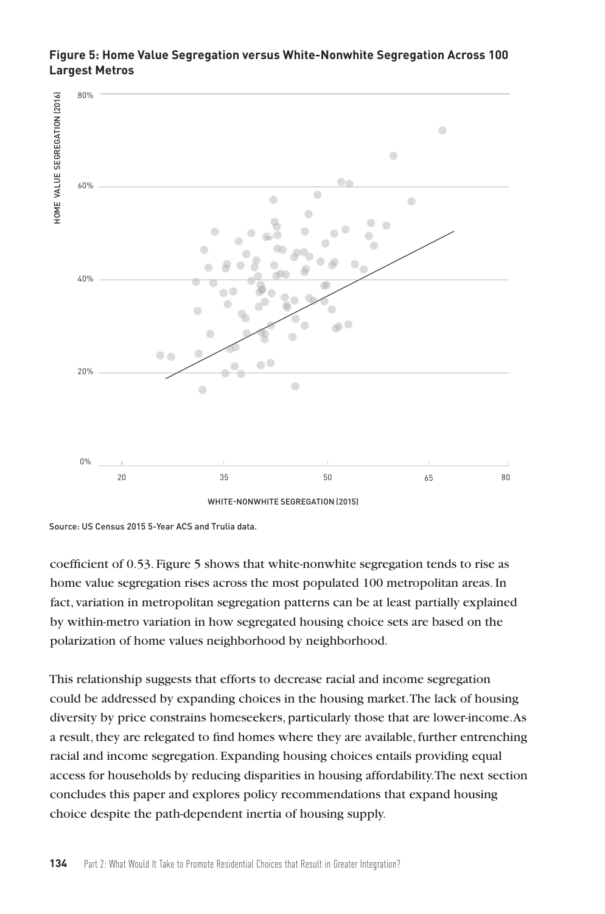**Figure 5: Home Value Segregation versus White-Nonwhite Segregation Across 100 Largest Metros**

Source: US Census 2015 5-Year ACS and Trulia data.

coefficient of 0.53. Figure 5 shows that white-nonwhite segregation tends to rise as home value segregation rises across the most populated 100 metropolitan areas. In fact, variation in metropolitan segregation patterns can be at least partially explained by within-metro variation in how segregated housing choice sets are based on the polarization of home values neighborhood by neighborhood.

This relationship suggests that efforts to decrease racial and income segregation could be addressed by expanding choices in the housing market. The lack of housing diversity by price constrains homeseekers, particularly those that are lower-income. As a result, they are relegated to find homes where they are available, further entrenching racial and income segregation. Expanding housing choices entails providing equal access for households by reducing disparities in housing affordability. The next section concludes this paper and explores policy recommendations that expand housing choice despite the path-dependent inertia of housing supply.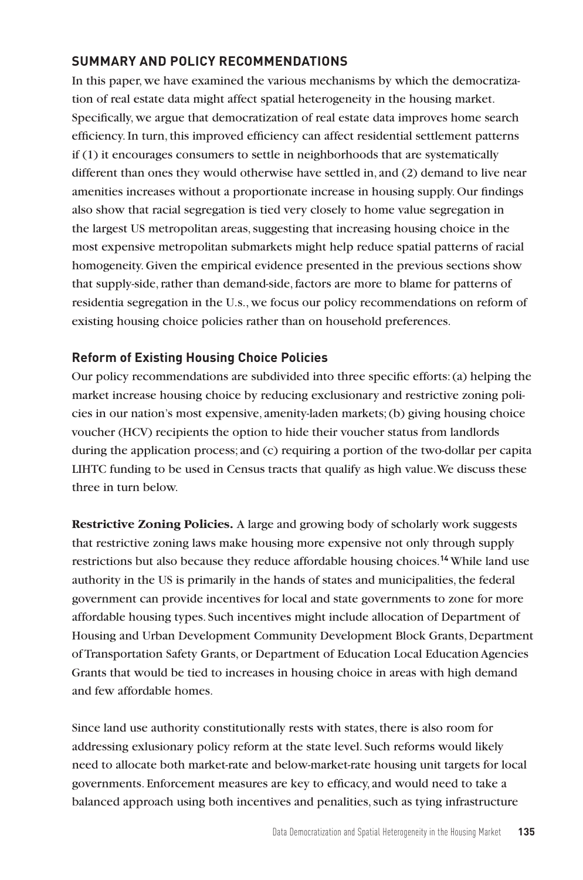## SUMMARY AND POLICY RECOMMENDATIONS

In this paper, we have examined the various mechanisms by which the democratization of real estate data might affect spatial heterogeneity in the housing market. Specifically, we argue that democratization of real estate data improves home search efficiency. In turn, this improved efficiency can affect residential settlement patterns if (1) it encourages consumers to settle in neighborhoods that are systematically different than ones they would otherwise have settled in, and (2) demand to live near amenities increases without a proportionate increase in housing supply. Our findings also show that racial segregation is tied very closely to home value segregation in the largest US metropolitan areas, suggesting that increasing housing choice in the most expensive metropolitan submarkets might help reduce spatial patterns of racial homogeneity. Given the empirical evidence presented in the previous sections show that supply-side, rather than demand-side, factors are more to blame for patterns of residentia segregation in the U.s., we focus our policy recommendations on reform of existing housing choice policies rather than on household preferences.

### Reform of Existing Housing Choice Policies

Our policy recommendations are subdivided into three specific efforts: (a) helping the market increase housing choice by reducing exclusionary and restrictive zoning policies in our nation's most expensive, amenity-laden markets; (b) giving housing choice voucher (HCV) recipients the option to hide their voucher status from landlords during the application process; and (c) requiring a portion of the two-dollar per capita LIHTC funding to be used in Census tracts that qualify as high value. We discuss these three in turn below.

**Restrictive Zoning Policies.** A large and growing body of scholarly work suggests that restrictive zoning laws make housing more expensive not only through supply restrictions but also because they reduce affordable housing choices.[14] While land use authority in the US is primarily in the hands of states and municipalities, the federal government can provide incentives for local and state governments to zone for more affordable housing types. Such incentives might include allocation of Department of Housing and Urban Development Community Development Block Grants, Department of Transportation Safety Grants, or Department of Education Local Education Agencies Grants that would be tied to increases in housing choice in areas with high demand and few affordable homes.

Since land use authority constitutionally rests with states, there is also room for addressing exlusionary policy reform at the state level. Such reforms would likely need to allocate both market-rate and below-market-rate housing unit targets for local governments. Enforcement measures are key to efficacy, and would need to take a balanced approach using both incentives and penalities, such as tying infrastructure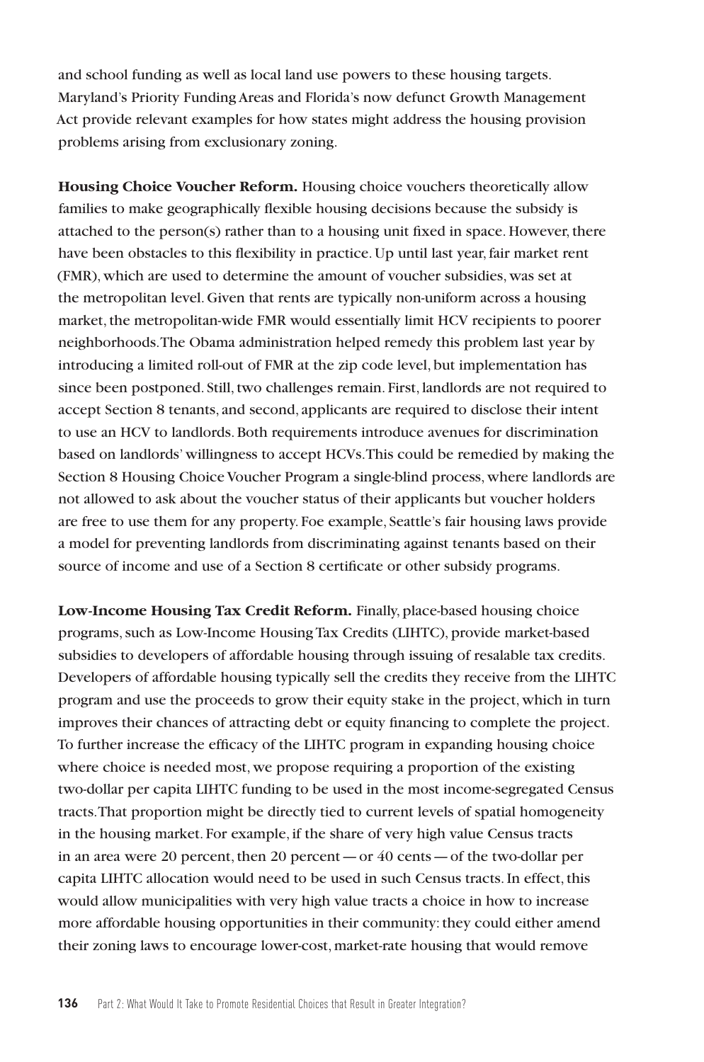and school funding as well as local land use powers to these housing targets. Maryland's Priority Funding Areas and Florida's now defunct Growth Management Act provide relevant examples for how states might address the housing provision problems arising from exclusionary zoning.

**Housing Choice Voucher Reform.** Housing choice vouchers theoretically allow families to make geographically flexible housing decisions because the subsidy is attached to the person(s) rather than to a housing unit fixed in space. However, there have been obstacles to this flexibility in practice. Up until last year, fair market rent (FMR), which are used to determine the amount of voucher subsidies, was set at the metropolitan level. Given that rents are typically non-uniform across a housing market, the metropolitan-wide FMR would essentially limit HCV recipients to poorer neighborhoods. The Obama administration helped remedy this problem last year by introducing a limited roll-out of FMR at the zip code level, but implementation has since been postponed. Still, two challenges remain. First, landlords are not required to accept Section 8 tenants, and second, applicants are required to disclose their intent to use an HCV to landlords. Both requirements introduce avenues for discrimination based on landlords' willingness to accept HCVs. This could be remedied by making the Section 8 Housing Choice Voucher Program a single-blind process, where landlords are not allowed to ask about the voucher status of their applicants but voucher holders are free to use them for any property. Foe example, Seattle's fair housing laws provide a model for preventing landlords from discriminating against tenants based on their source of income and use of a Section 8 certificate or other subsidy programs.

**Low-Income Housing Tax Credit Reform.** Finally, place-based housing choice programs, such as Low-Income Housing Tax Credits (LIHTC), provide market-based subsidies to developers of affordable housing through issuing of resalable tax credits. Developers of affordable housing typically sell the credits they receive from the LIHTC program and use the proceeds to grow their equity stake in the project, which in turn improves their chances of attracting debt or equity financing to complete the project. To further increase the efficacy of the LIHTC program in expanding housing choice where choice is needed most, we propose requiring a proportion of the existing two-dollar per capita LIHTC funding to be used in the most income-segregated Census tracts. That proportion might be directly tied to current levels of spatial homogeneity in the housing market. For example, if the share of very high value Census tracts in an area were 20 percent, then 20 percent — or 40 cents — of the two-dollar per capita LIHTC allocation would need to be used in such Census tracts. In effect, this would allow municipalities with very high value tracts a choice in how to increase more affordable housing opportunities in their community: they could either amend their zoning laws to encourage lower-cost, market-rate housing that would remove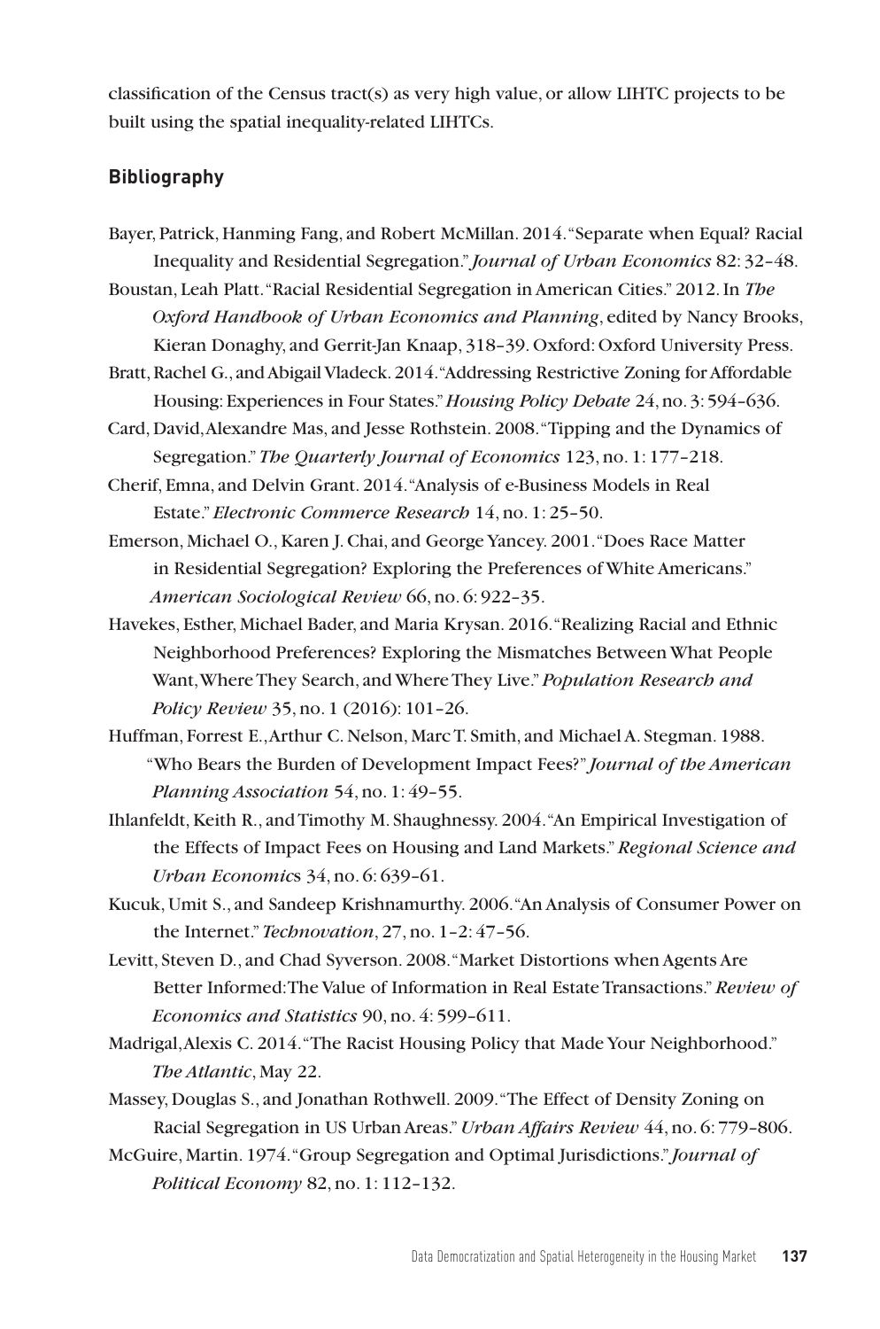classification of the Census tract(s) as very high value, or allow LIHTC projects to be built using the spatial inequality-related LIHTCs.

## Bibliography

Bayer, Patrick, Hanming Fang, and Robert McMillan. 2014. "Separate when Equal? Racial Inequality and Residential Segregation." *Journal of Urban Economics* 82: 32–48.

Boustan, Leah Platt. "Racial Residential Segregation in American Cities." 2012. In *The Oxford Handbook of Urban Economics and Planning*, edited by Nancy Brooks, Kieran Donaghy, and Gerrit-Jan Knaap, 318–39. Oxford: Oxford University Press.

Bratt, Rachel G., and Abigail Vladeck. 2014. "Addressing Restrictive Zoning for Affordable Housing: Experiences in Four States." *Housing Policy Debate* 24, no. 3: 594–636.

Card, David, Alexandre Mas, and Jesse Rothstein. 2008. "Tipping and the Dynamics of Segregation." *The Quarterly Journal of Economics* 123, no. 1: 177–218.

Cherif, Emna, and Delvin Grant. 2014. "Analysis of e-Business Models in Real Estate." *Electronic Commerce Research* 14, no. 1: 25–50.

Emerson, Michael O., Karen J. Chai, and George Yancey. 2001. "Does Race Matter in Residential Segregation? Exploring the Preferences of White Americans." *American Sociological Review* 66, no. 6: 922–35.

Havekes, Esther, Michael Bader, and Maria Krysan. 2016. "Realizing Racial and Ethnic Neighborhood Preferences? Exploring the Mismatches Between What People Want, Where They Search, and Where They Live." *Population Research and Policy Review* 35, no. 1 (2016): 101–26.

Huffman, Forrest E., Arthur C. Nelson, Marc T. Smith, and Michael A. Stegman. 1988. "Who Bears the Burden of Development Impact Fees?" *Journal of the American Planning Association* 54, no. 1: 49–55.

Ihlanfeldt, Keith R., and Timothy M. Shaughnessy. 2004. "An Empirical Investigation of the Effects of Impact Fees on Housing and Land Markets." *Regional Science and Urban Economics* 34, no. 6: 639–61.

Kucuk, Umit S., and Sandeep Krishnamurthy. 2006. "An Analysis of Consumer Power on the Internet." *Technovation*, 27, no. 1–2: 47–56.

Levitt, Steven D., and Chad Syverson. 2008. "Market Distortions when Agents Are Better Informed: The Value of Information in Real Estate Transactions." *Review of Economics and Statistics* 90, no. 4: 599–611.

Madrigal, Alexis C. 2014. "The Racist Housing Policy that Made Your Neighborhood." *The Atlantic*, May 22.

Massey, Douglas S., and Jonathan Rothwell. 2009. "The Effect of Density Zoning on Racial Segregation in US Urban Areas." *Urban Affairs Review* 44, no. 6: 779–806.

McGuire, Martin. 1974. "Group Segregation and Optimal Jurisdictions." *Journal of Political Economy* 82, no. 1: 112–132.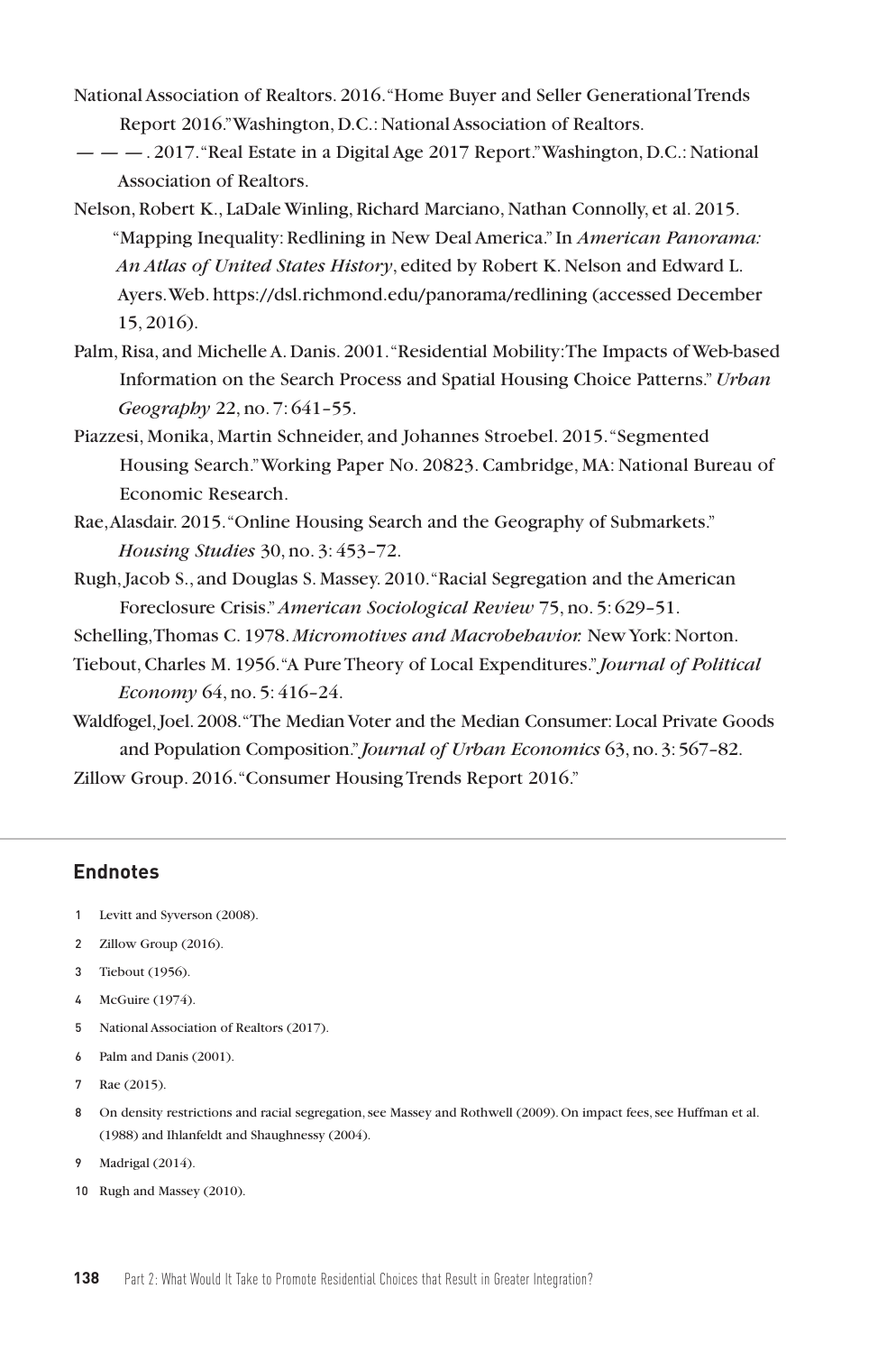National Association of Realtors. 2016. "Home Buyer and Seller Generational Trends Report 2016." Washington, D.C.: National Association of Realtors.

— — —. 2017. "Real Estate in a Digital Age 2017 Report." Washington, D.C.: National Association of Realtors.

Nelson, Robert K., LaDale Winling, Richard Marciano, Nathan Connolly, et al. 2015. "Mapping Inequality: Redlining in New Deal America." In *American Panorama: An Atlas of United States History*, edited by Robert K. Nelson and Edward L. Ayers. Web. https://dsl.richmond.edu/panorama/redlining (accessed December 15, 2016).

Palm, Risa, and Michelle A. Danis. 2001. "Residential Mobility: The Impacts of Web-based Information on the Search Process and Spatial Housing Choice Patterns." *Urban Geography* 22, no. 7: 641–55.

Piazzesi, Monika, Martin Schneider, and Johannes Stroebel. 2015. "Segmented Housing Search." Working Paper No. 20823. Cambridge, MA: National Bureau of Economic Research.

Rae, Alasdair. 2015. "Online Housing Search and the Geography of Submarkets." *Housing Studies* 30, no. 3: 453–72.

Rugh, Jacob S., and Douglas S. Massey. 2010. "Racial Segregation and the American Foreclosure Crisis." *American Sociological Review* 75, no. 5: 629–51.

Schelling, Thomas C. 1978. *Micromotives and Macrobehavior.* New York: Norton.

Tiebout, Charles M. 1956. "A Pure Theory of Local Expenditures." *Journal of Political Economy* 64, no. 5: 416–24.

Waldfogel, Joel. 2008. "The Median Voter and the Median Consumer: Local Private Goods and Population Composition." *Journal of Urban Economics* 63, no. 3: 567–82.

Zillow Group. 2016. "Consumer Housing Trends Report 2016."

## Endnotes

1. Levitt and Syverson (2008).
2. Zillow Group (2016).
3. Tiebout (1956).
4. McGuire (1974).
5. National Association of Realtors (2017).
6. Palm and Danis (2001).
7. Rae (2015).
8. On density restrictions and racial segregation, see Massey and Rothwell (2009). On impact fees, see Huffman et al. (1988) and Ihlanfeldt and Shaughnessy (2004).
9. Madrigal (2014).
10. Rugh and Massey (2010).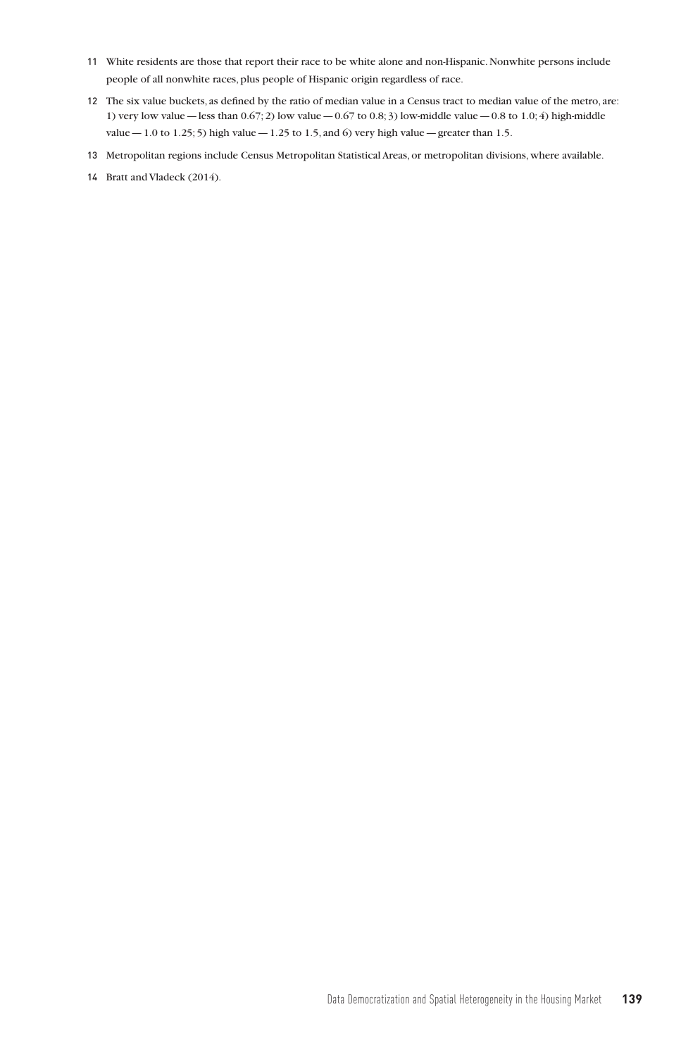11 White residents are those that report their race to be white alone and non-Hispanic. Nonwhite persons include people of all nonwhite races, plus people of Hispanic origin regardless of race.

12 The six value buckets, as defined by the ratio of median value in a Census tract to median value of the metro, are: 1) very low value — less than 0.67; 2) low value — 0.67 to 0.8; 3) low-middle value — 0.8 to 1.0; 4) high-middle value — 1.0 to 1.25; 5) high value — 1.25 to 1.5, and 6) very high value — greater than 1.5.

13 Metropolitan regions include Census Metropolitan Statistical Areas, or metropolitan divisions, where available.

14 Bratt and Vladeck (2014).